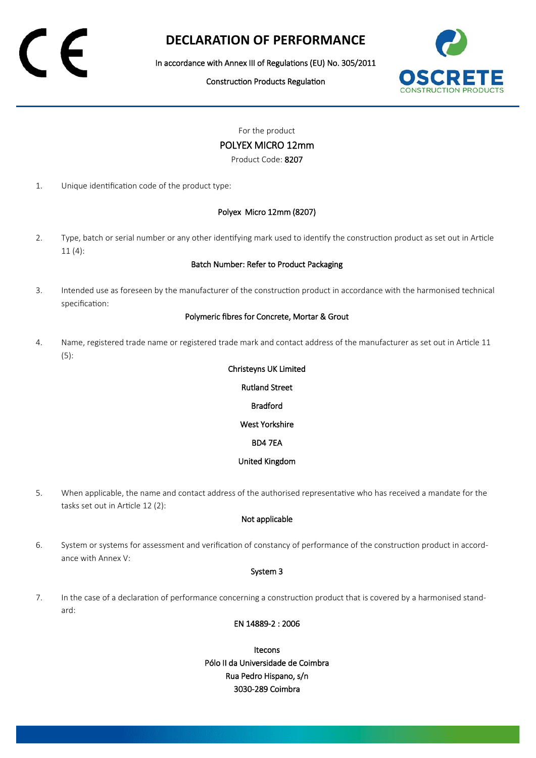# DECLARATION OF PERFORMANCE

In accordance with Annex III of Regulations (EU) No. 305/2011

Construction Products Regulation

For the product

POLYEX MICRO 12mm

Product Code: 8207

1. Unique identification code of the product type:

   Polyex Micro 12mm (8207)

2. Type, batch or serial number or any other identifying mark used to identify the construction product as set out in Article 11 (4):

   Batch Number: Refer to Product Packaging

3. Intended use as foreseen by the manufacturer of the construction product in accordance with the harmonised technical specification:

   Polymeric fibres for Concrete, Mortar & Grout

4. Name, registered trade name or registered trade mark and contact address of the manufacturer as set out in Article 11 (5):

   Christeyns UK Limited

   Rutland Street

   Bradford

   West Yorkshire

   BD4 7EA

   United Kingdom

5. When applicable, the name and contact address of the authorised representative who has received a mandate for the tasks set out in Article 12 (2):

   Not applicable

6. System or systems for assessment and verification of constancy of performance of the construction product in accordance with Annex V:

   System 3

7. In the case of a declaration of performance concerning a construction product that is covered by a harmonised standard:

   EN 14889-2 : 2006

   Itecons
   Pólo II da Universidade de Coimbra
   Rua Pedro Hispano, s/n
   3030-289 Coimbra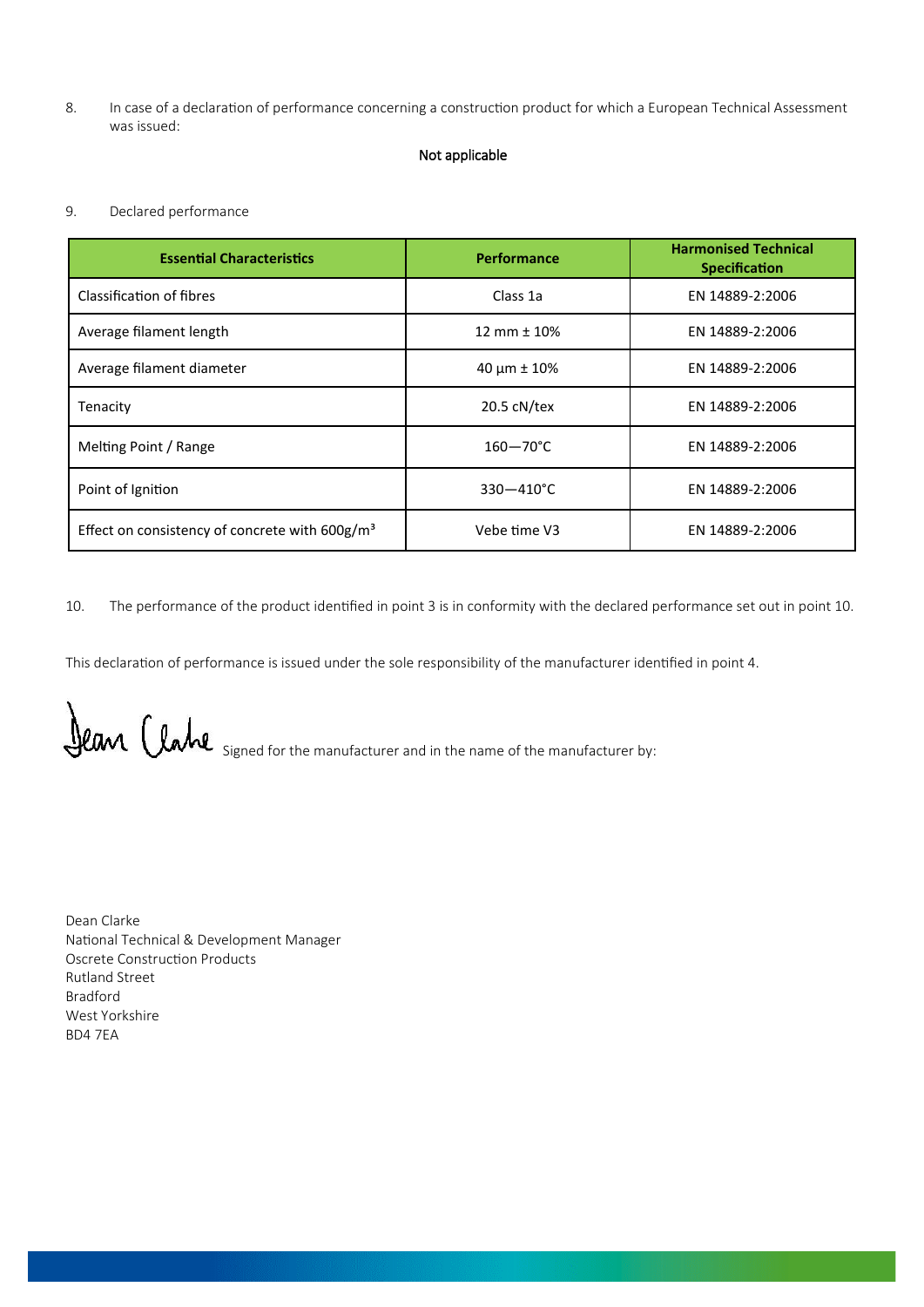8. In case of a declaration of performance concerning a construction product for which a European Technical Assessment was issued:

Not applicable

9. Declared performance

| Essential Characteristics | Performance | Harmonised Technical Specification |
|---|---|---|
| Classification of fibres | Class 1a | EN 14889-2:2006 |
| Average filament length | 12 mm ± 10% | EN 14889-2:2006 |
| Average filament diameter | 40 µm ± 10% | EN 14889-2:2006 |
| Tenacity | 20.5 cN/tex | EN 14889-2:2006 |
| Melting Point / Range | 160—70°C | EN 14889-2:2006 |
| Point of Ignition | 330—410°C | EN 14889-2:2006 |
| Effect on consistency of concrete with 600g/m³ | Vebe time V3 | EN 14889-2:2006 |

10. The performance of the product identified in point 3 is in conformity with the declared performance set out in point 10.

This declaration of performance is issued under the sole responsibility of the manufacturer identified in point 4.

Signed for the manufacturer and in the name of the manufacturer by:

Dean Clarke
National Technical & Development Manager
Oscrete Construction Products
Rutland Street
Bradford
West Yorkshire
BD4 7EA